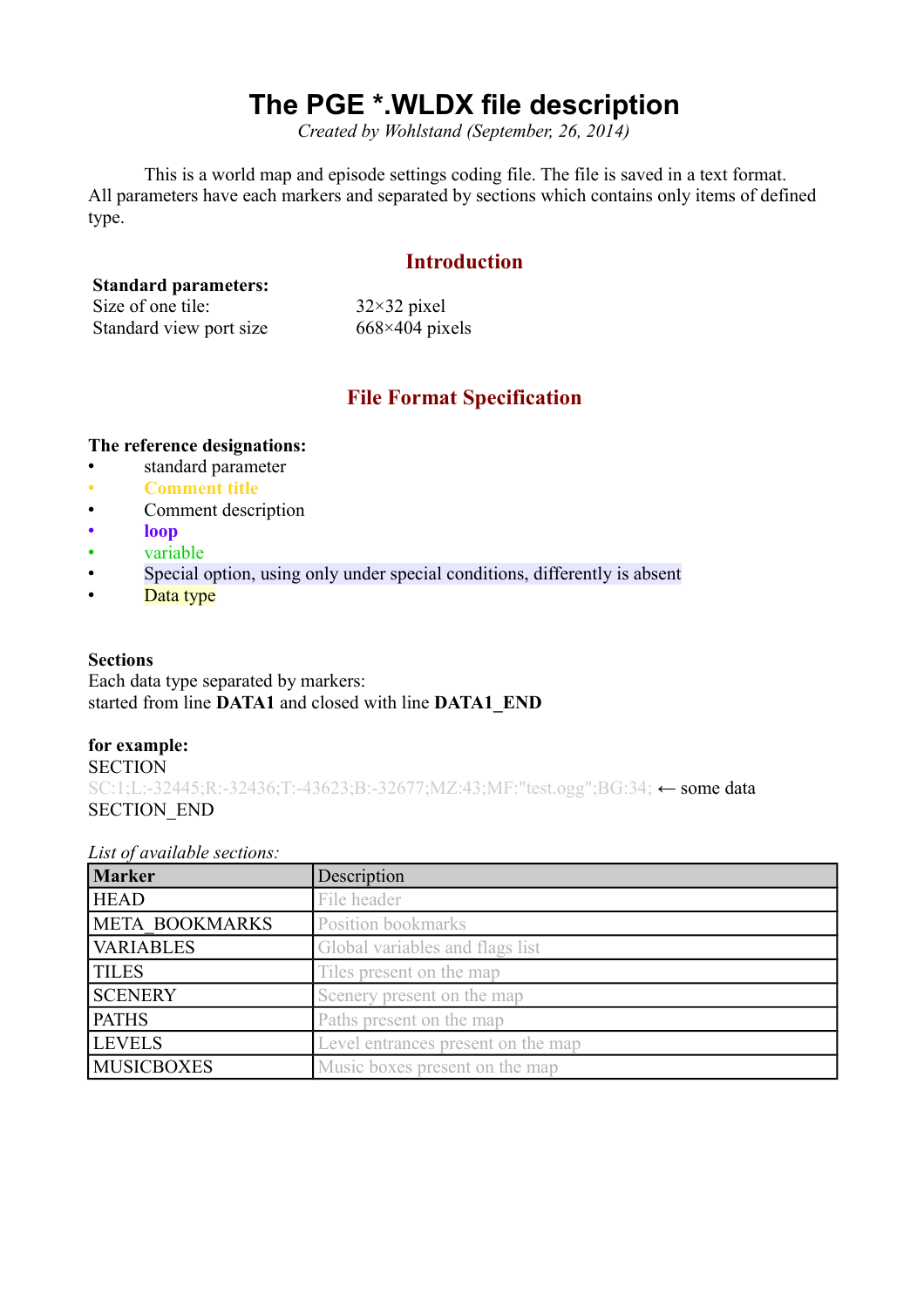# The PGE *.WLDX file description

*Created by Wohlstand (September, 26, 2014)*

This is a world map and episode settings coding file. The file is saved in a text format. All parameters have each markers and separated by sections which contains only items of defined type.

## Introduction

**Standard parameters:**

| | |
|---|---|
| Size of one tile: | 32×32 pixel |
| Standard view port size | 668×404 pixels |

## File Format Specification

**The reference designations:**

- standard parameter
- Comment title
- Comment description
- loop
- variable
- Special option, using only under special conditions, differently is absent
- Data type

**Sections**

Each data type separated by markers:
started from line **DATA1** and closed with line **DATA1_END**

**for example:**

SECTION
SC:1;L:-32445;R:-32436;T:-43623;B:-32677;MZ:43;MF:"test.ogg";BG:34; ← some data
SECTION_END

*List of available sections:*

| Marker | Description |
|---|---|
| HEAD | File header |
| META_BOOKMARKS | Position bookmarks |
| VARIABLES | Global variables and flags list |
| TILES | Tiles present on the map |
| SCENERY | Scenery present on the map |
| PATHS | Paths present on the map |
| LEVELS | Level entrances present on the map |
| MUSICBOXES | Music boxes present on the map |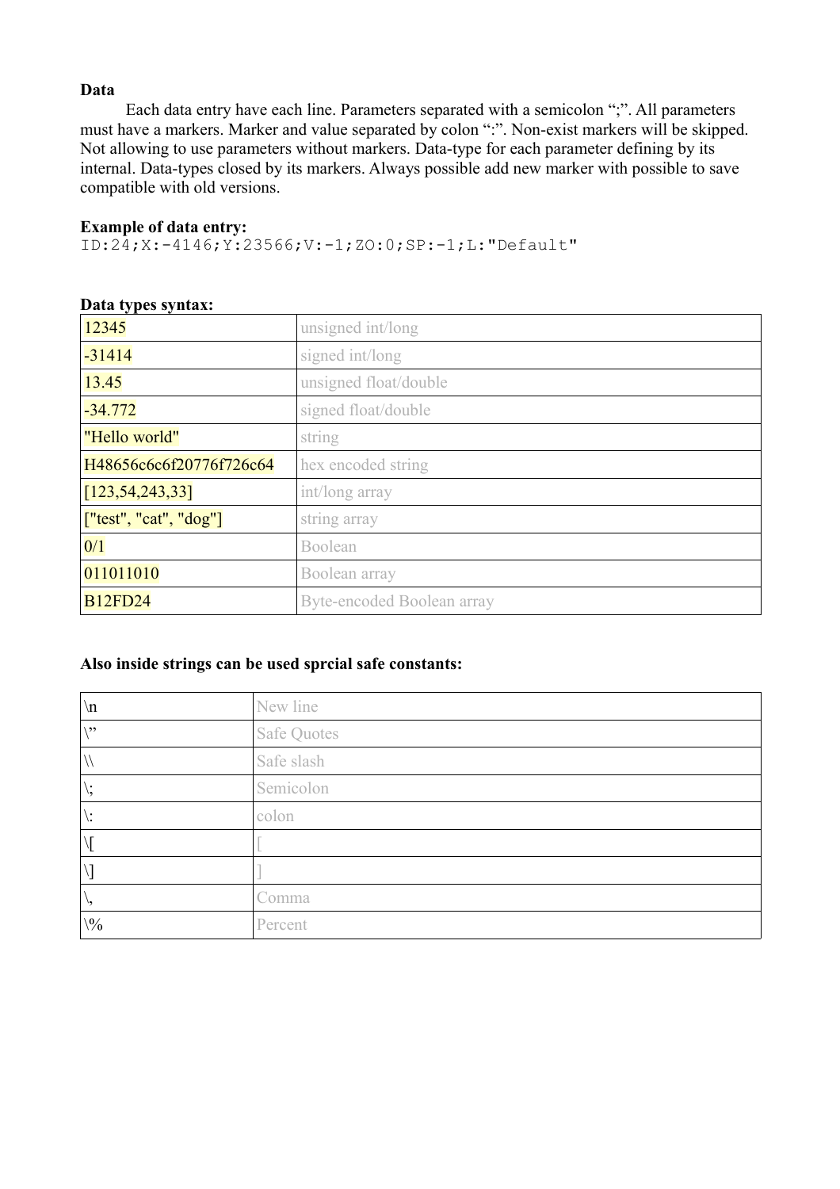**Data**

Each data entry have each line. Parameters separated with a semicolon ";". All parameters must have a markers. Marker and value separated by colon ":". Non-exist markers will be skipped. Not allowing to use parameters without markers. Data-type for each parameter defining by its internal. Data-types closed by its markers. Always possible add new marker with possible to save compatible with old versions.

**Example of data entry:**

```
ID:24;X:-4146;Y:23566;V:-1;ZO:0;SP:-1;L:"Default"
```

**Data types syntax:**

| | |
|---|---|
| 12345 | unsigned int/long |
| -31414 | signed int/long |
| 13.45 | unsigned float/double |
| -34.772 | signed float/double |
| "Hello world" | string |
| H48656c6c6f20776f726c64 | hex encoded string |
| [123,54,243,33] | int/long array |
| ["test", "cat", "dog"] | string array |
| 0/1 | Boolean |
| 011011010 | Boolean array |
| B12FD24 | Byte-encoded Boolean array |

**Also inside strings can be used sprcial safe constants:**

| | |
|---|---|
| \n | New line |
| \" | Safe Quotes |
| \\ | Safe slash |
| \; | Semicolon |
| \: | colon |
| \[ | [ |
| \] | ] |
| \, | Comma |
| \% | Percent |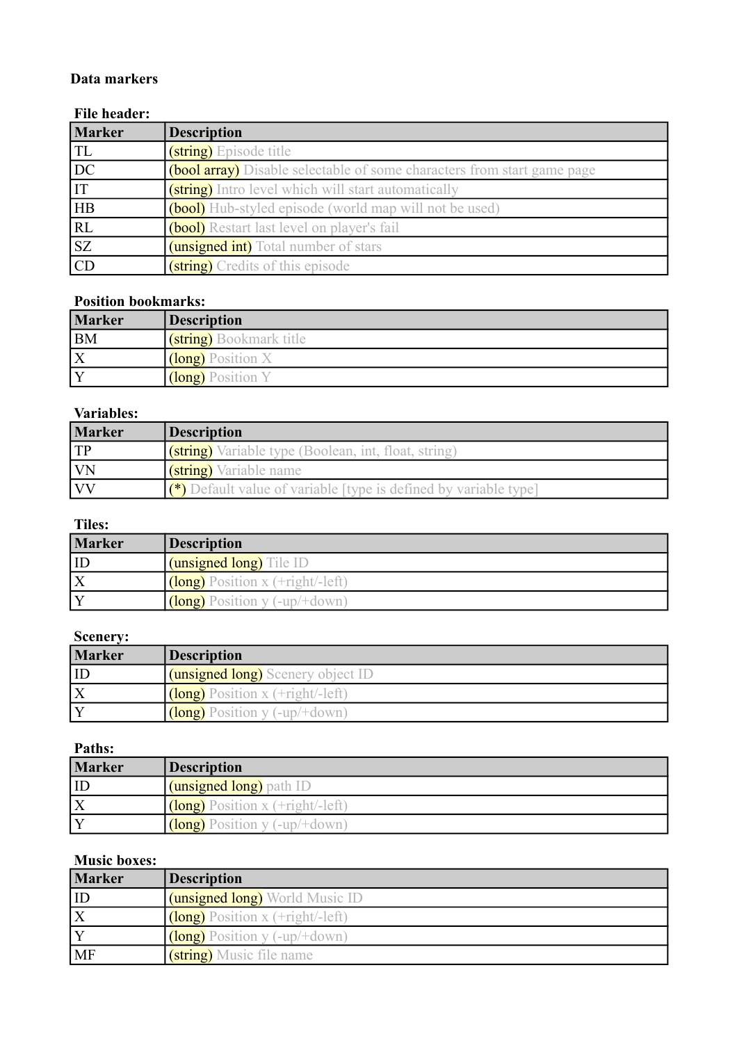**Data markers**

**File header:**

| Marker | Description |
|---|---|
| TL | (string) Episode title |
| DC | (bool array) Disable selectable of some characters from start game page |
| IT | (string) Intro level which will start automatically |
| HB | (bool) Hub-styled episode (world map will not be used) |
| RL | (bool) Restart last level on player's fail |
| SZ | (unsigned int) Total number of stars |
| CD | (string) Credits of this episode |

**Position bookmarks:**

| Marker | Description |
|---|---|
| BM | (string) Bookmark title |
| X | (long) Position X |
| Y | (long) Position Y |

**Variables:**

| Marker | Description |
|---|---|
| TP | (string) Variable type (Boolean, int, float, string) |
| VN | (string) Variable name |
| VV | (*) Default value of variable [type is defined by variable type] |

**Tiles:**

| Marker | Description |
|---|---|
| ID | (unsigned long) Tile ID |
| X | (long) Position x (+right/-left) |
| Y | (long) Position y (-up/+down) |

**Scenery:**

| Marker | Description |
|---|---|
| ID | (unsigned long) Scenery object ID |
| X | (long) Position x (+right/-left) |
| Y | (long) Position y (-up/+down) |

**Paths:**

| Marker | Description |
|---|---|
| ID | (unsigned long) path ID |
| X | (long) Position x (+right/-left) |
| Y | (long) Position y (-up/+down) |

**Music boxes:**

| Marker | Description |
|---|---|
| ID | (unsigned long) World Music ID |
| X | (long) Position x (+right/-left) |
| Y | (long) Position y (-up/+down) |
| MF | (string) Music file name |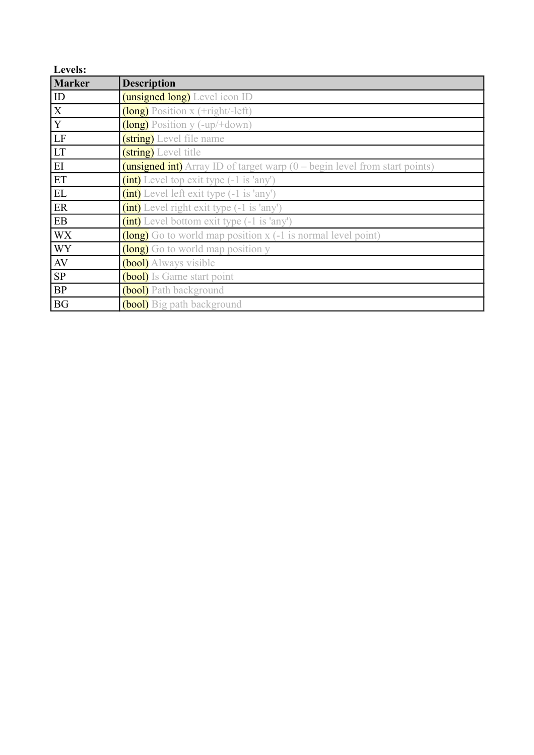**Levels:**

| Marker | Description |
|---|---|
| ID | (unsigned long) Level icon ID |
| X | (long) Position x (+right/-left) |
| Y | (long) Position y (-up/+down) |
| LF | (string) Level file name |
| LT | (string) Level title |
| EI | (unsigned int) Array ID of target warp (0 – begin level from start points) |
| ET | (int) Level top exit type (-1 is 'any') |
| EL | (int) Level left exit type (-1 is 'any') |
| ER | (int) Level right exit type (-1 is 'any') |
| EB | (int) Level bottom exit type (-1 is 'any') |
| WX | (long) Go to world map position x (-1 is normal level point) |
| WY | (long) Go to world map position y |
| AV | (bool) Always visible |
| SP | (bool) Is Game start point |
| BP | (bool) Path background |
| BG | (bool) Big path background |